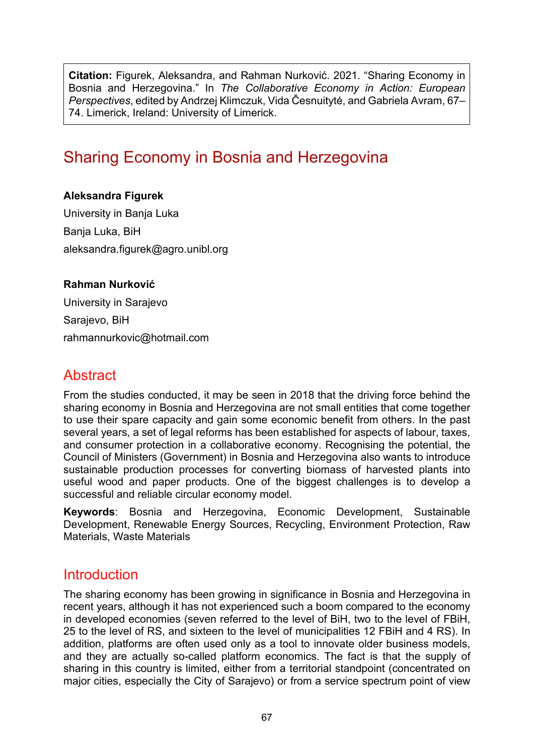**Citation:** Figurek, Aleksandra, and Rahman Nurković. 2021. "Sharing Economy in Bosnia and Herzegovina." In *The Collaborative Economy in Action: European Perspectives*, edited by Andrzej Klimczuk, Vida Česnuitytė, and Gabriela Avram, 67–74. Limerick, Ireland: University of Limerick.

# Sharing Economy in Bosnia and Herzegovina

**Aleksandra Figurek**

University in Banja Luka

Banja Luka, BiH

aleksandra.figurek@agro.unibl.org

**Rahman Nurković**

University in Sarajevo

Sarajevo, BiH

rahmannurkovic@hotmail.com

## Abstract

From the studies conducted, it may be seen in 2018 that the driving force behind the sharing economy in Bosnia and Herzegovina are not small entities that come together to use their spare capacity and gain some economic benefit from others. In the past several years, a set of legal reforms has been established for aspects of labour, taxes, and consumer protection in a collaborative economy. Recognising the potential, the Council of Ministers (Government) in Bosnia and Herzegovina also wants to introduce sustainable production processes for converting biomass of harvested plants into useful wood and paper products. One of the biggest challenges is to develop a successful and reliable circular economy model.

**Keywords**: Bosnia and Herzegovina, Economic Development, Sustainable Development, Renewable Energy Sources, Recycling, Environment Protection, Raw Materials, Waste Materials

## Introduction

The sharing economy has been growing in significance in Bosnia and Herzegovina in recent years, although it has not experienced such a boom compared to the economy in developed economies (seven referred to the level of BiH, two to the level of FBiH, 25 to the level of RS, and sixteen to the level of municipalities 12 FBiH and 4 RS). In addition, platforms are often used only as a tool to innovate older business models, and they are actually so-called platform economics. The fact is that the supply of sharing in this country is limited, either from a territorial standpoint (concentrated on major cities, especially the City of Sarajevo) or from a service spectrum point of view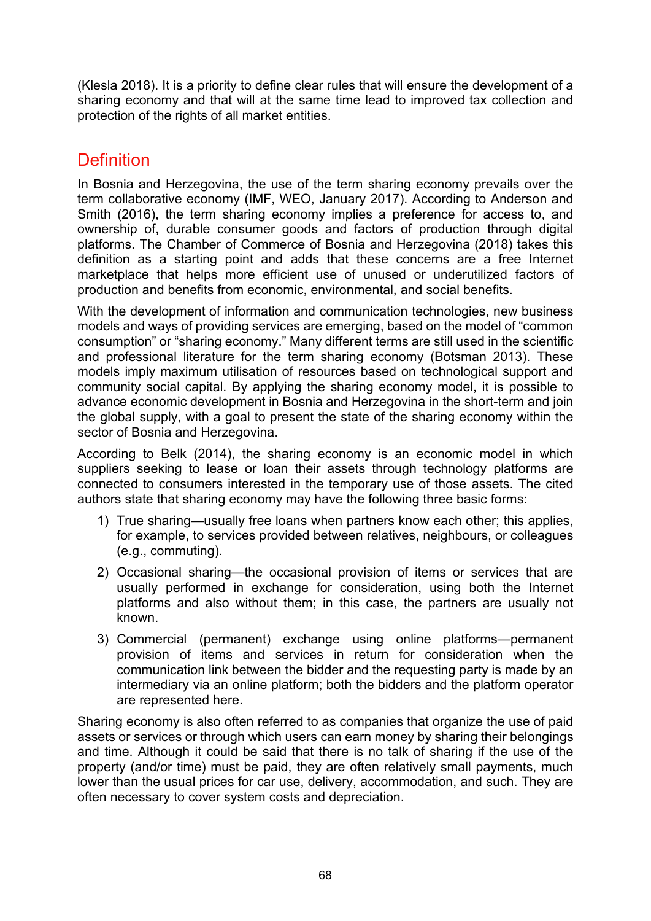(Klesla 2018). It is a priority to define clear rules that will ensure the development of a sharing economy and that will at the same time lead to improved tax collection and protection of the rights of all market entities.

## Definition

In Bosnia and Herzegovina, the use of the term sharing economy prevails over the term collaborative economy (IMF, WEO, January 2017). According to Anderson and Smith (2016), the term sharing economy implies a preference for access to, and ownership of, durable consumer goods and factors of production through digital platforms. The Chamber of Commerce of Bosnia and Herzegovina (2018) takes this definition as a starting point and adds that these concerns are a free Internet marketplace that helps more efficient use of unused or underutilized factors of production and benefits from economic, environmental, and social benefits.

With the development of information and communication technologies, new business models and ways of providing services are emerging, based on the model of "common consumption" or "sharing economy." Many different terms are still used in the scientific and professional literature for the term sharing economy (Botsman 2013). These models imply maximum utilisation of resources based on technological support and community social capital. By applying the sharing economy model, it is possible to advance economic development in Bosnia and Herzegovina in the short-term and join the global supply, with a goal to present the state of the sharing economy within the sector of Bosnia and Herzegovina.

According to Belk (2014), the sharing economy is an economic model in which suppliers seeking to lease or loan their assets through technology platforms are connected to consumers interested in the temporary use of those assets. The cited authors state that sharing economy may have the following three basic forms:

1) True sharing—usually free loans when partners know each other; this applies, for example, to services provided between relatives, neighbours, or colleagues (e.g., commuting).
2) Occasional sharing—the occasional provision of items or services that are usually performed in exchange for consideration, using both the Internet platforms and also without them; in this case, the partners are usually not known.
3) Commercial (permanent) exchange using online platforms—permanent provision of items and services in return for consideration when the communication link between the bidder and the requesting party is made by an intermediary via an online platform; both the bidders and the platform operator are represented here.

Sharing economy is also often referred to as companies that organize the use of paid assets or services or through which users can earn money by sharing their belongings and time. Although it could be said that there is no talk of sharing if the use of the property (and/or time) must be paid, they are often relatively small payments, much lower than the usual prices for car use, delivery, accommodation, and such. They are often necessary to cover system costs and depreciation.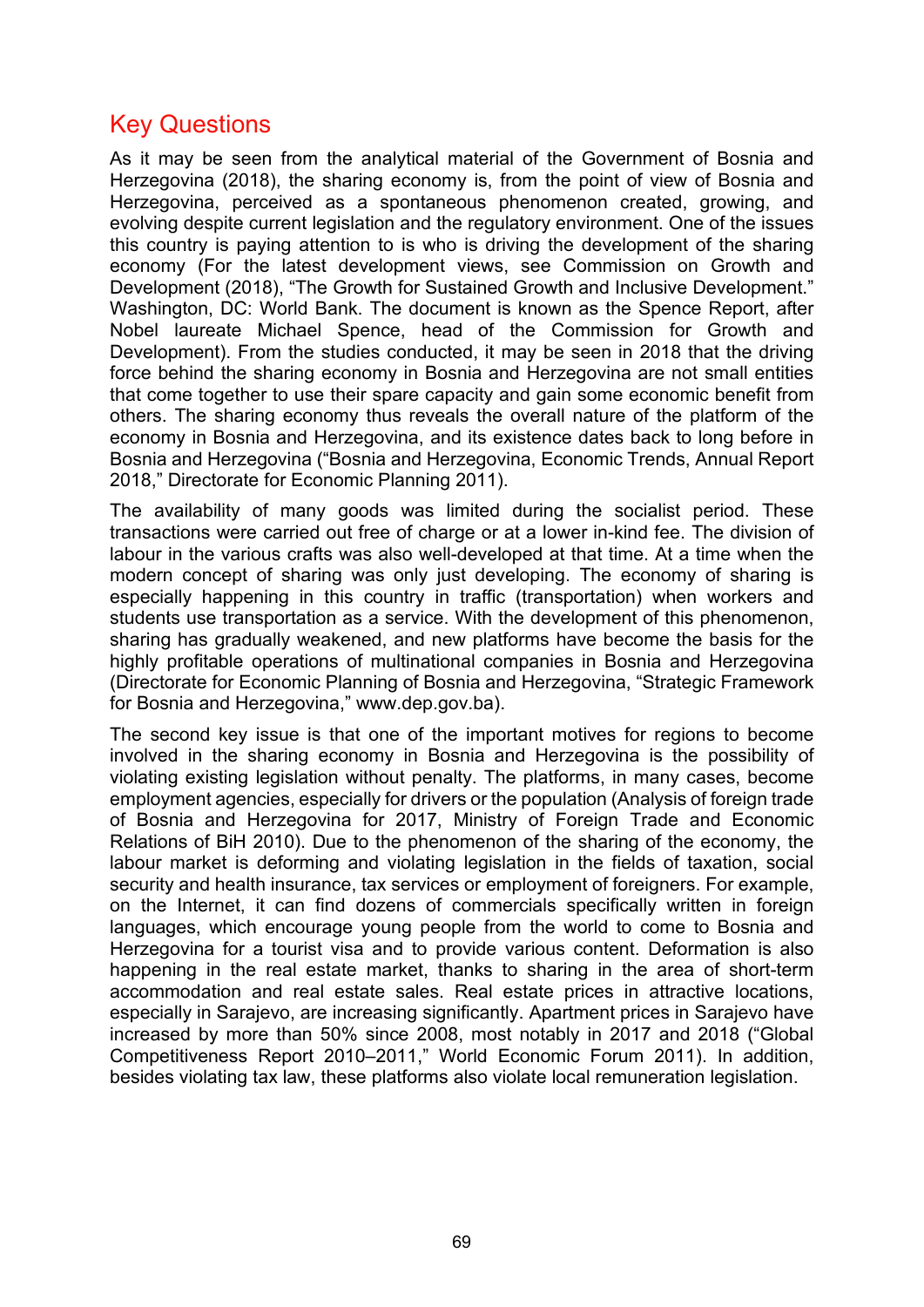## Key Questions

As it may be seen from the analytical material of the Government of Bosnia and Herzegovina (2018), the sharing economy is, from the point of view of Bosnia and Herzegovina, perceived as a spontaneous phenomenon created, growing, and evolving despite current legislation and the regulatory environment. One of the issues this country is paying attention to is who is driving the development of the sharing economy (For the latest development views, see Commission on Growth and Development (2018), "The Growth for Sustained Growth and Inclusive Development." Washington, DC: World Bank. The document is known as the Spence Report, after Nobel laureate Michael Spence, head of the Commission for Growth and Development). From the studies conducted, it may be seen in 2018 that the driving force behind the sharing economy in Bosnia and Herzegovina are not small entities that come together to use their spare capacity and gain some economic benefit from others. The sharing economy thus reveals the overall nature of the platform of the economy in Bosnia and Herzegovina, and its existence dates back to long before in Bosnia and Herzegovina ("Bosnia and Herzegovina, Economic Trends, Annual Report 2018," Directorate for Economic Planning 2011).

The availability of many goods was limited during the socialist period. These transactions were carried out free of charge or at a lower in-kind fee. The division of labour in the various crafts was also well-developed at that time. At a time when the modern concept of sharing was only just developing. The economy of sharing is especially happening in this country in traffic (transportation) when workers and students use transportation as a service. With the development of this phenomenon, sharing has gradually weakened, and new platforms have become the basis for the highly profitable operations of multinational companies in Bosnia and Herzegovina (Directorate for Economic Planning of Bosnia and Herzegovina, "Strategic Framework for Bosnia and Herzegovina," www.dep.gov.ba).

The second key issue is that one of the important motives for regions to become involved in the sharing economy in Bosnia and Herzegovina is the possibility of violating existing legislation without penalty. The platforms, in many cases, become employment agencies, especially for drivers or the population (Analysis of foreign trade of Bosnia and Herzegovina for 2017, Ministry of Foreign Trade and Economic Relations of BiH 2010). Due to the phenomenon of the sharing of the economy, the labour market is deforming and violating legislation in the fields of taxation, social security and health insurance, tax services or employment of foreigners. For example, on the Internet, it can find dozens of commercials specifically written in foreign languages, which encourage young people from the world to come to Bosnia and Herzegovina for a tourist visa and to provide various content. Deformation is also happening in the real estate market, thanks to sharing in the area of short-term accommodation and real estate sales. Real estate prices in attractive locations, especially in Sarajevo, are increasing significantly. Apartment prices in Sarajevo have increased by more than 50% since 2008, most notably in 2017 and 2018 ("Global Competitiveness Report 2010–2011," World Economic Forum 2011). In addition, besides violating tax law, these platforms also violate local remuneration legislation.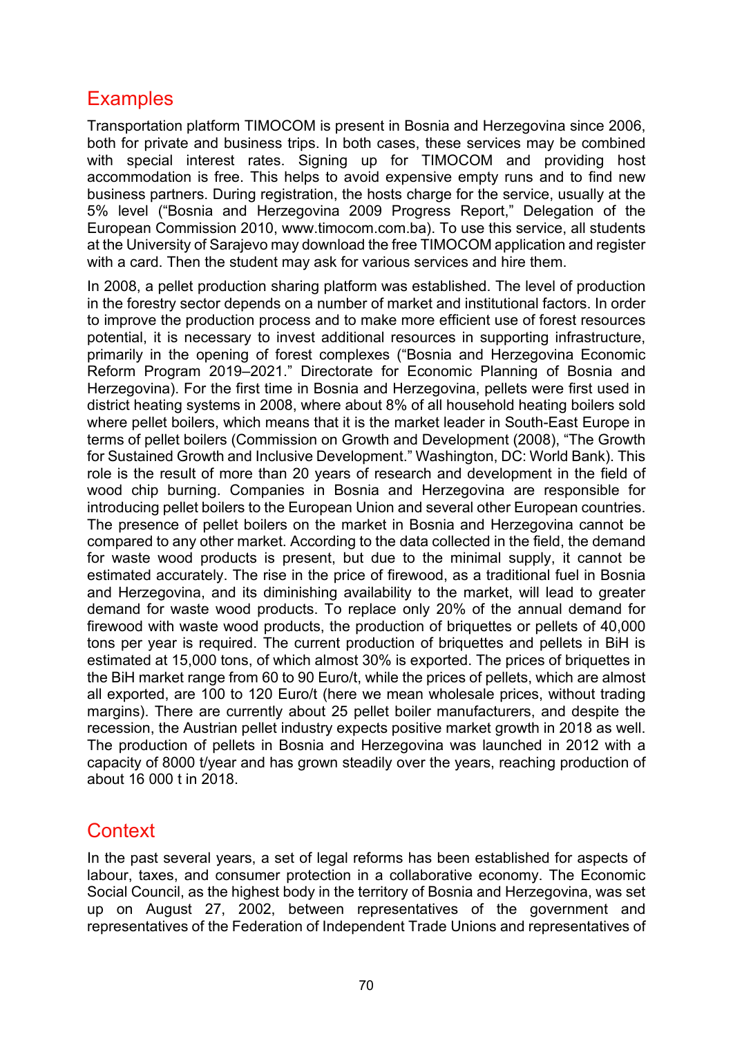## Examples

Transportation platform TIMOCOM is present in Bosnia and Herzegovina since 2006, both for private and business trips. In both cases, these services may be combined with special interest rates. Signing up for TIMOCOM and providing host accommodation is free. This helps to avoid expensive empty runs and to find new business partners. During registration, the hosts charge for the service, usually at the 5% level ("Bosnia and Herzegovina 2009 Progress Report," Delegation of the European Commission 2010, www.timocom.com.ba). To use this service, all students at the University of Sarajevo may download the free TIMOCOM application and register with a card. Then the student may ask for various services and hire them.

In 2008, a pellet production sharing platform was established. The level of production in the forestry sector depends on a number of market and institutional factors. In order to improve the production process and to make more efficient use of forest resources potential, it is necessary to invest additional resources in supporting infrastructure, primarily in the opening of forest complexes ("Bosnia and Herzegovina Economic Reform Program 2019–2021." Directorate for Economic Planning of Bosnia and Herzegovina). For the first time in Bosnia and Herzegovina, pellets were first used in district heating systems in 2008, where about 8% of all household heating boilers sold where pellet boilers, which means that it is the market leader in South-East Europe in terms of pellet boilers (Commission on Growth and Development (2008), "The Growth for Sustained Growth and Inclusive Development." Washington, DC: World Bank). This role is the result of more than 20 years of research and development in the field of wood chip burning. Companies in Bosnia and Herzegovina are responsible for introducing pellet boilers to the European Union and several other European countries. The presence of pellet boilers on the market in Bosnia and Herzegovina cannot be compared to any other market. According to the data collected in the field, the demand for waste wood products is present, but due to the minimal supply, it cannot be estimated accurately. The rise in the price of firewood, as a traditional fuel in Bosnia and Herzegovina, and its diminishing availability to the market, will lead to greater demand for waste wood products. To replace only 20% of the annual demand for firewood with waste wood products, the production of briquettes or pellets of 40,000 tons per year is required. The current production of briquettes and pellets in BiH is estimated at 15,000 tons, of which almost 30% is exported. The prices of briquettes in the BiH market range from 60 to 90 Euro/t, while the prices of pellets, which are almost all exported, are 100 to 120 Euro/t (here we mean wholesale prices, without trading margins). There are currently about 25 pellet boiler manufacturers, and despite the recession, the Austrian pellet industry expects positive market growth in 2018 as well. The production of pellets in Bosnia and Herzegovina was launched in 2012 with a capacity of 8000 t/year and has grown steadily over the years, reaching production of about 16 000 t in 2018.

## Context

In the past several years, a set of legal reforms has been established for aspects of labour, taxes, and consumer protection in a collaborative economy. The Economic Social Council, as the highest body in the territory of Bosnia and Herzegovina, was set up on August 27, 2002, between representatives of the government and representatives of the Federation of Independent Trade Unions and representatives of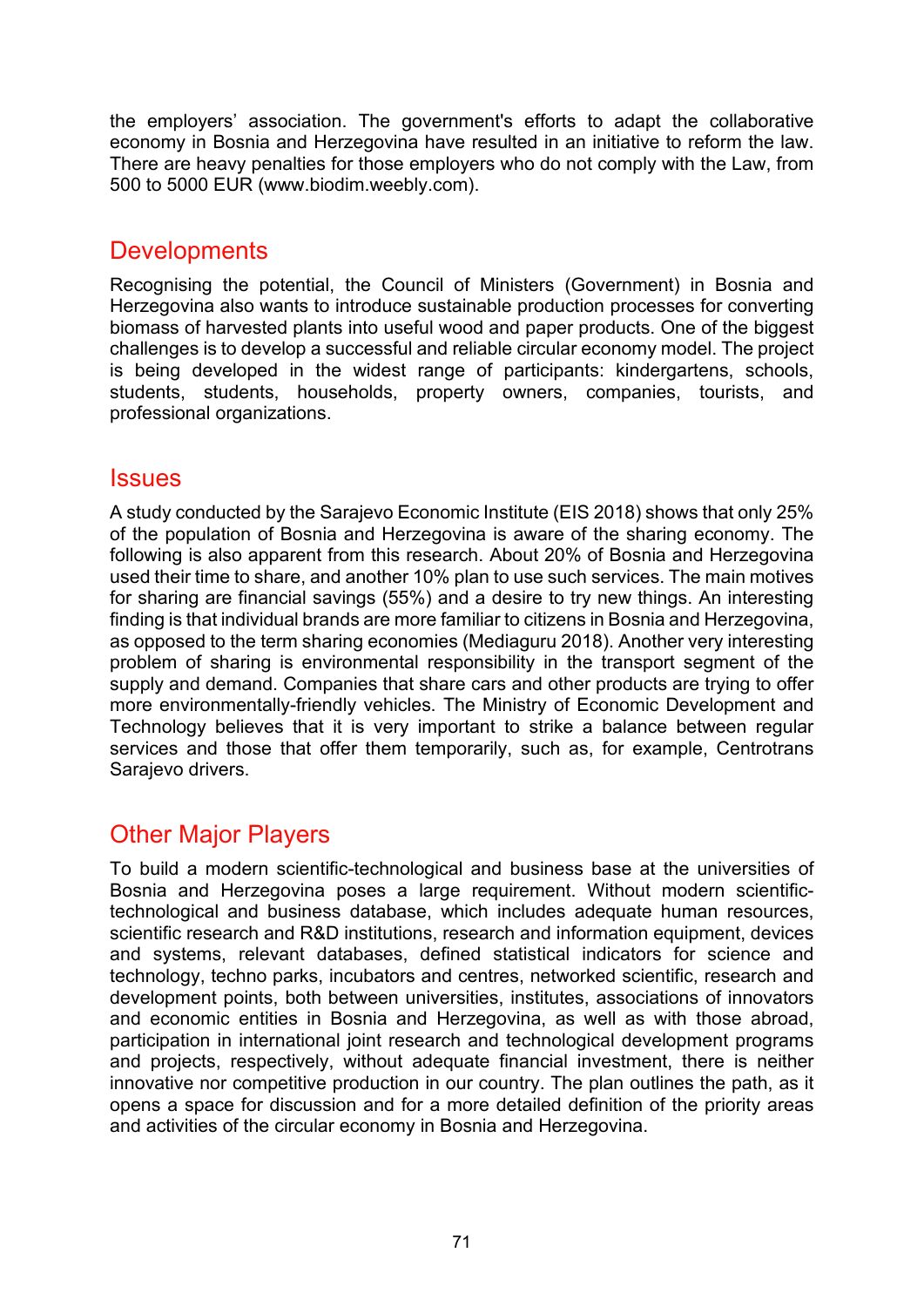the employers' association. The government's efforts to adapt the collaborative economy in Bosnia and Herzegovina have resulted in an initiative to reform the law. There are heavy penalties for those employers who do not comply with the Law, from 500 to 5000 EUR (www.biodim.weebly.com).

## Developments

Recognising the potential, the Council of Ministers (Government) in Bosnia and Herzegovina also wants to introduce sustainable production processes for converting biomass of harvested plants into useful wood and paper products. One of the biggest challenges is to develop a successful and reliable circular economy model. The project is being developed in the widest range of participants: kindergartens, schools, students, students, households, property owners, companies, tourists, and professional organizations.

## Issues

A study conducted by the Sarajevo Economic Institute (EIS 2018) shows that only 25% of the population of Bosnia and Herzegovina is aware of the sharing economy. The following is also apparent from this research. About 20% of Bosnia and Herzegovina used their time to share, and another 10% plan to use such services. The main motives for sharing are financial savings (55%) and a desire to try new things. An interesting finding is that individual brands are more familiar to citizens in Bosnia and Herzegovina, as opposed to the term sharing economies (Mediaguru 2018). Another very interesting problem of sharing is environmental responsibility in the transport segment of the supply and demand. Companies that share cars and other products are trying to offer more environmentally-friendly vehicles. The Ministry of Economic Development and Technology believes that it is very important to strike a balance between regular services and those that offer them temporarily, such as, for example, Centrotrans Sarajevo drivers.

## Other Major Players

To build a modern scientific-technological and business base at the universities of Bosnia and Herzegovina poses a large requirement. Without modern scientific-technological and business database, which includes adequate human resources, scientific research and R&D institutions, research and information equipment, devices and systems, relevant databases, defined statistical indicators for science and technology, techno parks, incubators and centres, networked scientific, research and development points, both between universities, institutes, associations of innovators and economic entities in Bosnia and Herzegovina, as well as with those abroad, participation in international joint research and technological development programs and projects, respectively, without adequate financial investment, there is neither innovative nor competitive production in our country. The plan outlines the path, as it opens a space for discussion and for a more detailed definition of the priority areas and activities of the circular economy in Bosnia and Herzegovina.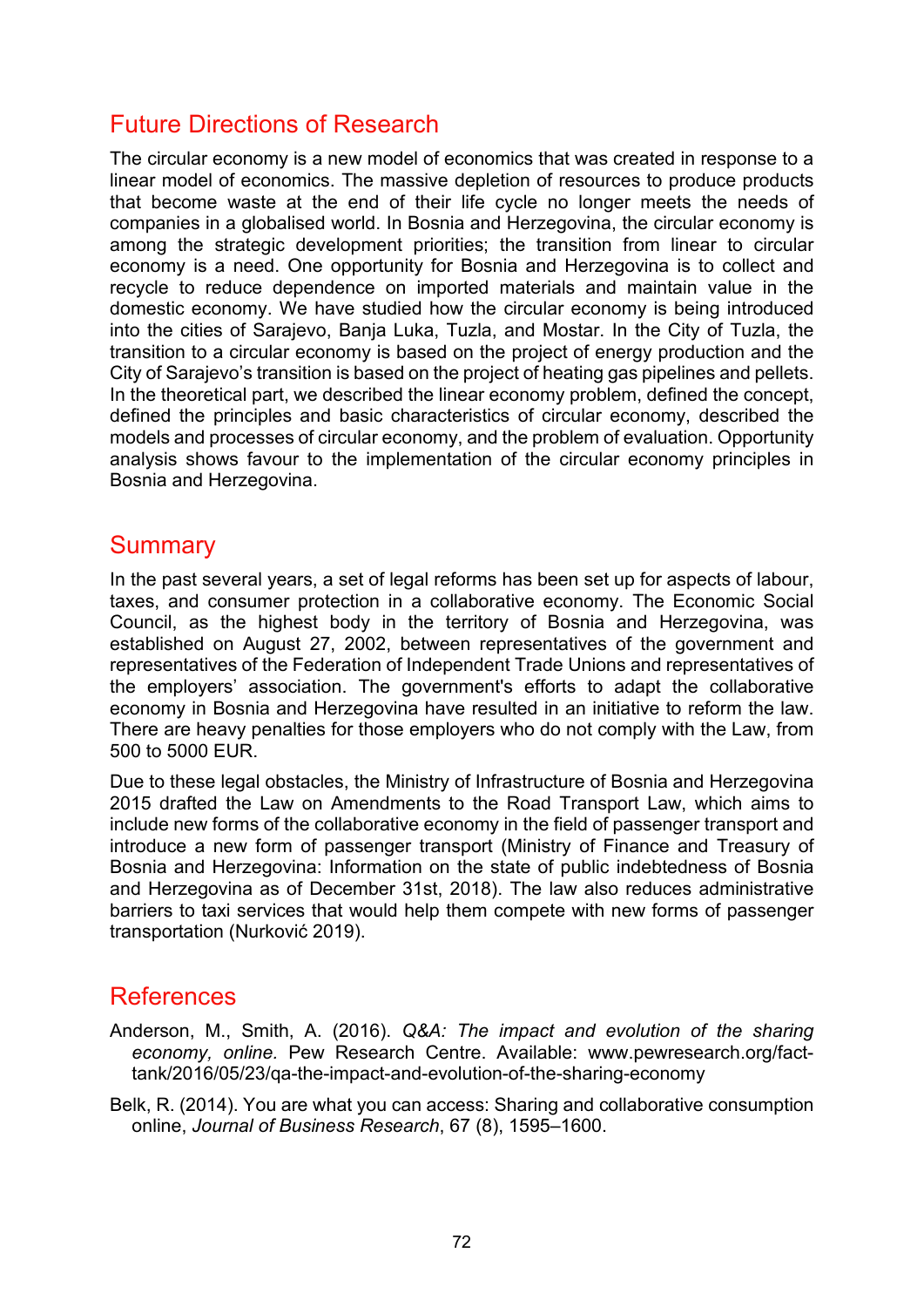## Future Directions of Research

The circular economy is a new model of economics that was created in response to a linear model of economics. The massive depletion of resources to produce products that become waste at the end of their life cycle no longer meets the needs of companies in a globalised world. In Bosnia and Herzegovina, the circular economy is among the strategic development priorities; the transition from linear to circular economy is a need. One opportunity for Bosnia and Herzegovina is to collect and recycle to reduce dependence on imported materials and maintain value in the domestic economy. We have studied how the circular economy is being introduced into the cities of Sarajevo, Banja Luka, Tuzla, and Mostar. In the City of Tuzla, the transition to a circular economy is based on the project of energy production and the City of Sarajevo's transition is based on the project of heating gas pipelines and pellets. In the theoretical part, we described the linear economy problem, defined the concept, defined the principles and basic characteristics of circular economy, described the models and processes of circular economy, and the problem of evaluation. Opportunity analysis shows favour to the implementation of the circular economy principles in Bosnia and Herzegovina.

## Summary

In the past several years, a set of legal reforms has been set up for aspects of labour, taxes, and consumer protection in a collaborative economy. The Economic Social Council, as the highest body in the territory of Bosnia and Herzegovina, was established on August 27, 2002, between representatives of the government and representatives of the Federation of Independent Trade Unions and representatives of the employers' association. The government's efforts to adapt the collaborative economy in Bosnia and Herzegovina have resulted in an initiative to reform the law. There are heavy penalties for those employers who do not comply with the Law, from 500 to 5000 EUR.

Due to these legal obstacles, the Ministry of Infrastructure of Bosnia and Herzegovina 2015 drafted the Law on Amendments to the Road Transport Law, which aims to include new forms of the collaborative economy in the field of passenger transport and introduce a new form of passenger transport (Ministry of Finance and Treasury of Bosnia and Herzegovina: Information on the state of public indebtedness of Bosnia and Herzegovina as of December 31st, 2018). The law also reduces administrative barriers to taxi services that would help them compete with new forms of passenger transportation (Nurković 2019).

## References

Anderson, M., Smith, A. (2016). *Q&A: The impact and evolution of the sharing economy, online*. Pew Research Centre. Available: www.pewresearch.org/fact-tank/2016/05/23/qa-the-impact-and-evolution-of-the-sharing-economy

Belk, R. (2014). You are what you can access: Sharing and collaborative consumption online, *Journal of Business Research*, 67 (8), 1595–1600.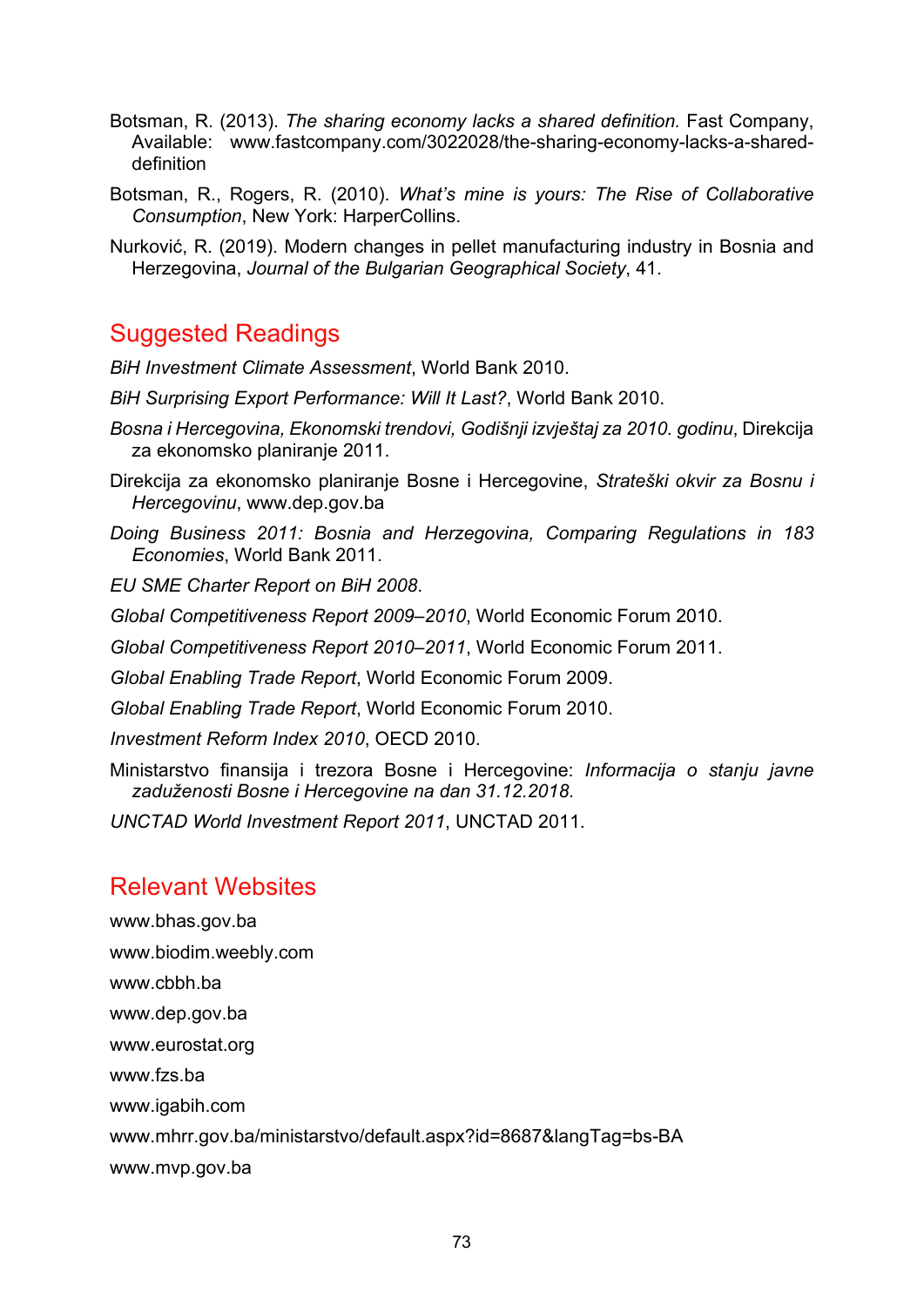Botsman, R. (2013). *The sharing economy lacks a shared definition.* Fast Company, Available: www.fastcompany.com/3022028/the-sharing-economy-lacks-a-shared-definition

Botsman, R., Rogers, R. (2010). *What's mine is yours: The Rise of Collaborative Consumption*, New York: HarperCollins.

Nurković, R. (2019). Modern changes in pellet manufacturing industry in Bosnia and Herzegovina, *Journal of the Bulgarian Geographical Society*, 41.

## Suggested Readings

*BiH Investment Climate Assessment*, World Bank 2010.

*BiH Surprising Export Performance: Will It Last?*, World Bank 2010.

*Bosna i Hercegovina, Ekonomski trendovi, Godišnji izvještaj za 2010. godinu*, Direkcija za ekonomsko planiranje 2011.

Direkcija za ekonomsko planiranje Bosne i Hercegovine, *Strateški okvir za Bosnu i Hercegovinu*, www.dep.gov.ba

*Doing Business 2011: Bosnia and Herzegovina, Comparing Regulations in 183 Economies*, World Bank 2011.

*EU SME Charter Report on BiH 2008*.

*Global Competitiveness Report 2009–2010*, World Economic Forum 2010.

*Global Competitiveness Report 2010–2011*, World Economic Forum 2011.

*Global Enabling Trade Report*, World Economic Forum 2009.

*Global Enabling Trade Report*, World Economic Forum 2010.

*Investment Reform Index 2010*, OECD 2010.

Ministarstvo finansija i trezora Bosne i Hercegovine: *Informacija o stanju javne zaduženosti Bosne i Hercegovine na dan 31.12.2018*.

*UNCTAD World Investment Report 2011*, UNCTAD 2011.

## Relevant Websites

www.bhas.gov.ba

www.biodim.weebly.com

www.cbbh.ba

www.dep.gov.ba

www.eurostat.org

www.fzs.ba

www.igabih.com

www.mhrr.gov.ba/ministarstvo/default.aspx?id=8687&langTag=bs-BA

www.mvp.gov.ba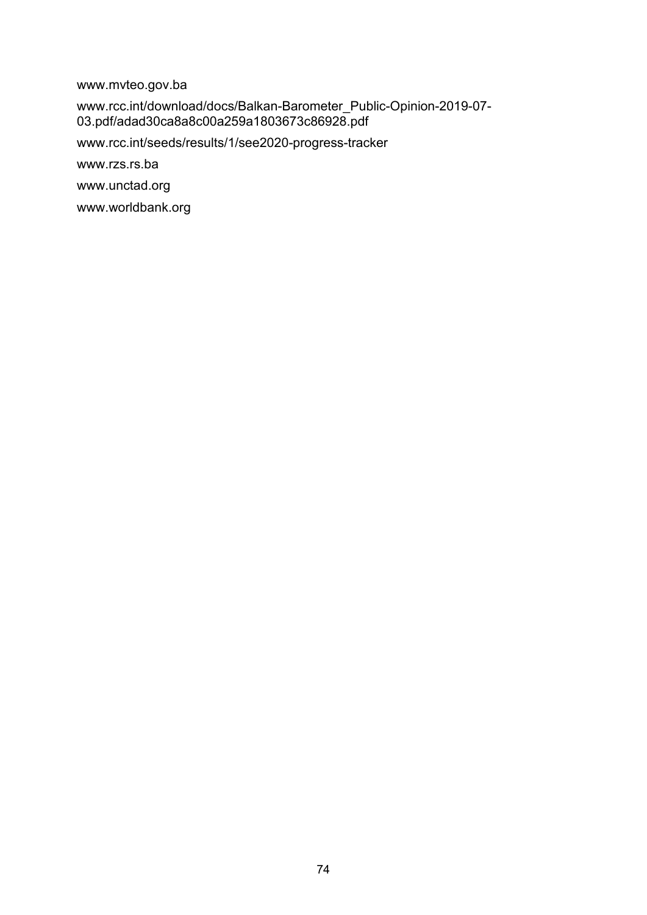www.mvteo.gov.ba

www.rcc.int/download/docs/Balkan-Barometer_Public-Opinion-2019-07-03.pdf/adad30ca8a8c00a259a1803673c86928.pdf

www.rcc.int/seeds/results/1/see2020-progress-tracker

www.rzs.rs.ba

www.unctad.org

www.worldbank.org